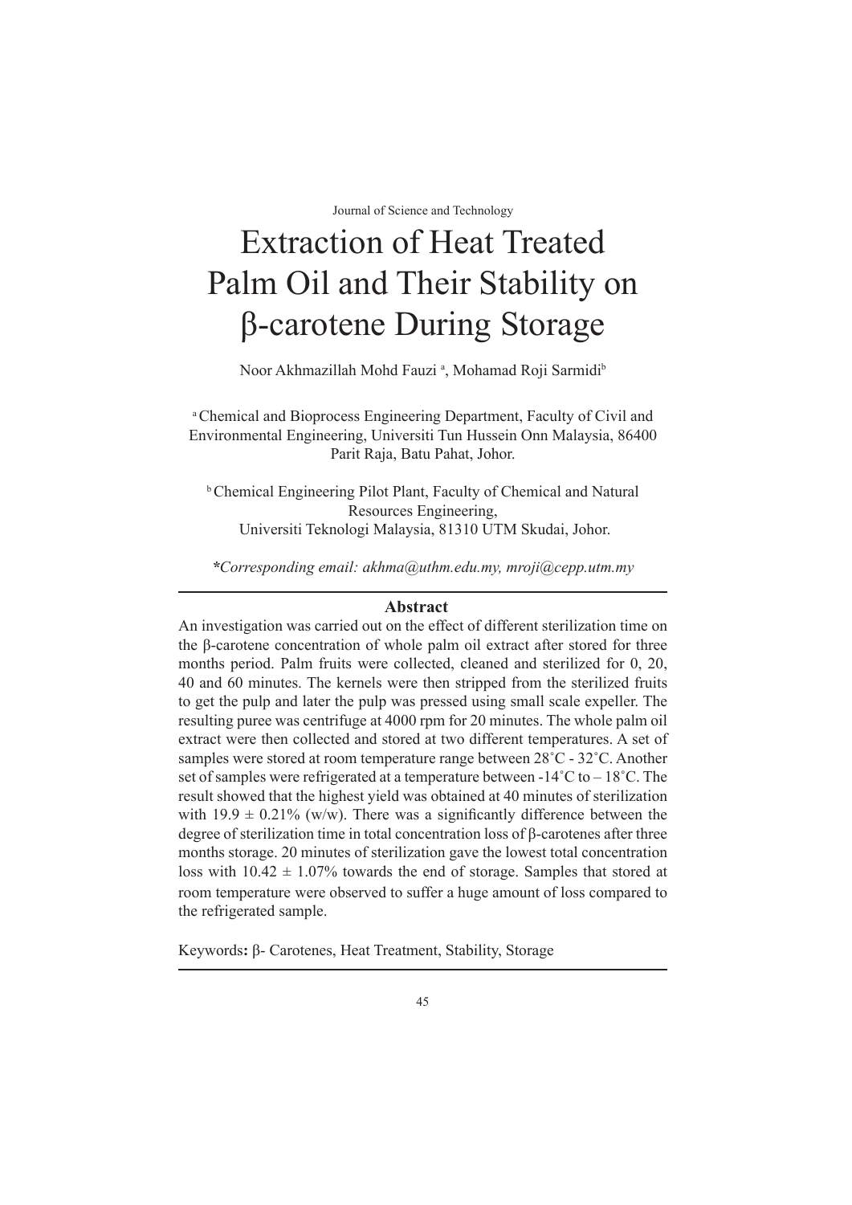Journal of Science and Technology

# Extraction of Heat Treated Palm Oil and Their Stability on β-carotene During Storage

Noor Akhmazillah Mohd Fauzi [a], Mohamad Roji Sarmidi[b]

[a] Chemical and Bioprocess Engineering Department, Faculty of Civil and Environmental Engineering, Universiti Tun Hussein Onn Malaysia, 86400 Parit Raja, Batu Pahat, Johor.

[b] Chemical Engineering Pilot Plant, Faculty of Chemical and Natural Resources Engineering, Universiti Teknologi Malaysia, 81310 UTM Skudai, Johor.

***Corresponding email:** *akhma@uthm.edu.my, mroji@cepp.utm.my*

## Abstract

An investigation was carried out on the effect of different sterilization time on the β-carotene concentration of whole palm oil extract after stored for three months period. Palm fruits were collected, cleaned and sterilized for 0, 20, 40 and 60 minutes. The kernels were then stripped from the sterilized fruits to get the pulp and later the pulp was pressed using small scale expeller. The resulting puree was centrifuge at 4000 rpm for 20 minutes. The whole palm oil extract were then collected and stored at two different temperatures. A set of samples were stored at room temperature range between 28˚C - 32˚C. Another set of samples were refrigerated at a temperature between -14˚C to – 18˚C. The result showed that the highest yield was obtained at 40 minutes of sterilization with $19.9 \pm 0.21\%$ (w/w). There was a significantly difference between the degree of sterilization time in total concentration loss of β-carotenes after three months storage. 20 minutes of sterilization gave the lowest total concentration loss with $10.42 \pm 1.07\%$ towards the end of storage. Samples that stored at room temperature were observed to suffer a huge amount of loss compared to the refrigerated sample.

Keywords**:** β- Carotenes, Heat Treatment, Stability, Storage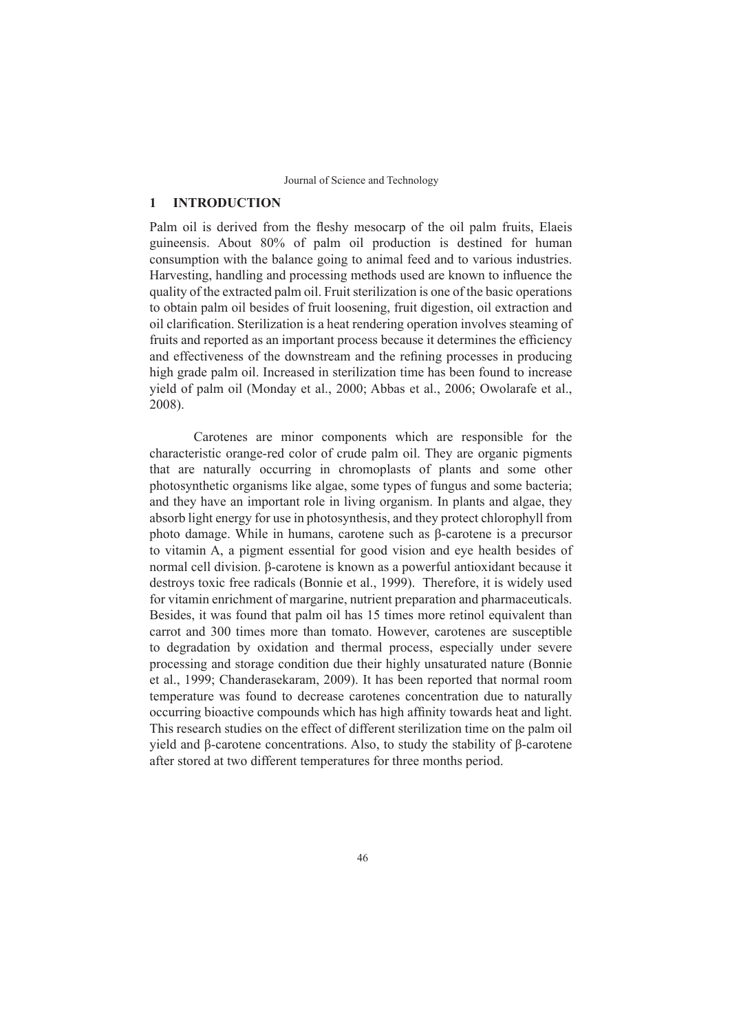## 1 INTRODUCTION

Palm oil is derived from the fleshy mesocarp of the oil palm fruits, Elaeis guineensis. About 80% of palm oil production is destined for human consumption with the balance going to animal feed and to various industries. Harvesting, handling and processing methods used are known to influence the quality of the extracted palm oil. Fruit sterilization is one of the basic operations to obtain palm oil besides of fruit loosening, fruit digestion, oil extraction and oil clarification. Sterilization is a heat rendering operation involves steaming of fruits and reported as an important process because it determines the efficiency and effectiveness of the downstream and the refining processes in producing high grade palm oil. Increased in sterilization time has been found to increase yield of palm oil (Monday et al., 2000; Abbas et al., 2006; Owolarafe et al., 2008).

Carotenes are minor components which are responsible for the characteristic orange-red color of crude palm oil. They are organic pigments that are naturally occurring in chromoplasts of plants and some other photosynthetic organisms like algae, some types of fungus and some bacteria; and they have an important role in living organism. In plants and algae, they absorb light energy for use in photosynthesis, and they protect chlorophyll from photo damage. While in humans, carotene such as β-carotene is a precursor to vitamin A, a pigment essential for good vision and eye health besides of normal cell division. β-carotene is known as a powerful antioxidant because it destroys toxic free radicals (Bonnie et al., 1999). Therefore, it is widely used for vitamin enrichment of margarine, nutrient preparation and pharmaceuticals. Besides, it was found that palm oil has 15 times more retinol equivalent than carrot and 300 times more than tomato. However, carotenes are susceptible to degradation by oxidation and thermal process, especially under severe processing and storage condition due their highly unsaturated nature (Bonnie et al., 1999; Chanderasekaram, 2009). It has been reported that normal room temperature was found to decrease carotenes concentration due to naturally occurring bioactive compounds which has high affinity towards heat and light. This research studies on the effect of different sterilization time on the palm oil yield and β-carotene concentrations. Also, to study the stability of β-carotene after stored at two different temperatures for three months period.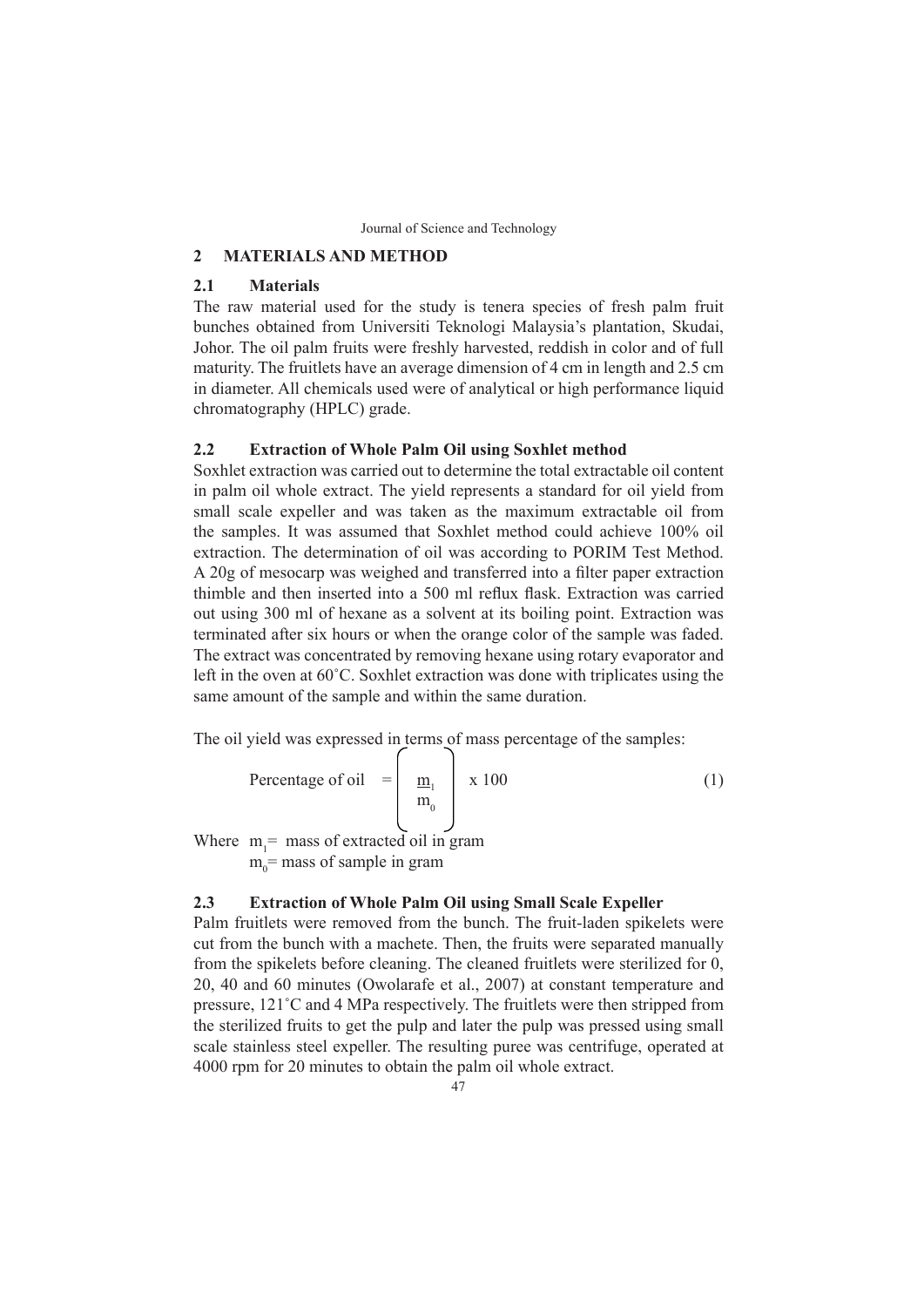## 2 MATERIALS AND METHOD

### 2.1 Materials

The raw material used for the study is tenera species of fresh palm fruit bunches obtained from Universiti Teknologi Malaysia's plantation, Skudai, Johor. The oil palm fruits were freshly harvested, reddish in color and of full maturity. The fruitlets have an average dimension of 4 cm in length and 2.5 cm in diameter. All chemicals used were of analytical or high performance liquid chromatography (HPLC) grade.

### 2.2 Extraction of Whole Palm Oil using Soxhlet method

Soxhlet extraction was carried out to determine the total extractable oil content in palm oil whole extract. The yield represents a standard for oil yield from small scale expeller and was taken as the maximum extractable oil from the samples. It was assumed that Soxhlet method could achieve 100% oil extraction. The determination of oil was according to PORIM Test Method. A 20g of mesocarp was weighed and transferred into a filter paper extraction thimble and then inserted into a 500 ml reflux flask. Extraction was carried out using 300 ml of hexane as a solvent at its boiling point. Extraction was terminated after six hours or when the orange color of the sample was faded. The extract was concentrated by removing hexane using rotary evaporator and left in the oven at 60˚C. Soxhlet extraction was done with triplicates using the same amount of the sample and within the same duration.

The oil yield was expressed in terms of mass percentage of the samples:

$$\text{Percentage of oil} = \left( \frac{m_1}{m_0} \right) \times 100 \tag{1}$$

Where $m_1$ = mass of extracted oil in gram
$m_0$ = mass of sample in gram

### 2.3 Extraction of Whole Palm Oil using Small Scale Expeller

Palm fruitlets were removed from the bunch. The fruit-laden spikelets were cut from the bunch with a machete. Then, the fruits were separated manually from the spikelets before cleaning. The cleaned fruitlets were sterilized for 0, 20, 40 and 60 minutes (Owolarafe et al., 2007) at constant temperature and pressure, 121˚C and 4 MPa respectively. The fruitlets were then stripped from the sterilized fruits to get the pulp and later the pulp was pressed using small scale stainless steel expeller. The resulting puree was centrifuge, operated at 4000 rpm for 20 minutes to obtain the palm oil whole extract.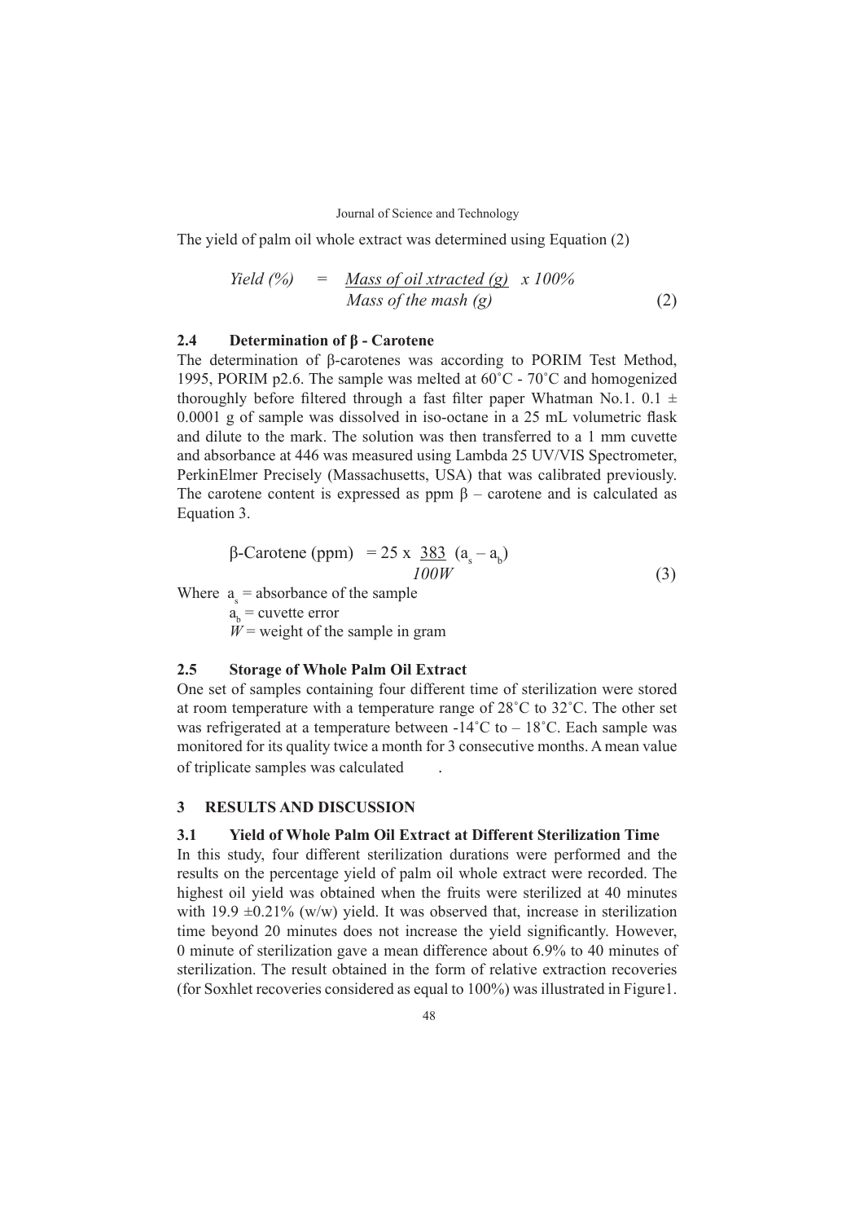The yield of palm oil whole extract was determined using Equation (2)

$$Yield\ (\%) = \frac{Mass\ of\ oil\ xtracted\ (g)}{Mass\ of\ the\ mash\ (g)} \times 100\% \quad (2)$$

## 2.4 Determination of β - Carotene

The determination of β-carotenes was according to PORIM Test Method, 1995, PORIM p2.6. The sample was melted at 60˚C - 70˚C and homogenized thoroughly before filtered through a fast filter paper Whatman No.1. 0.1 ± 0.0001 g of sample was dissolved in iso-octane in a 25 mL volumetric flask and dilute to the mark. The solution was then transferred to a 1 mm cuvette and absorbance at 446 was measured using Lambda 25 UV/VIS Spectrometer, PerkinElmer Precisely (Massachusetts, USA) that was calibrated previously. The carotene content is expressed as ppm β – carotene and is calculated as Equation 3.

$$\beta\text{-Carotene (ppm)} = 25 \times \frac{383}{100W} (a_s - a_b) \quad (3)$$

Where $a_s$ = absorbance of the sample

$a_b$ = cuvette error

$W$ = weight of the sample in gram

## 2.5 Storage of Whole Palm Oil Extract

One set of samples containing four different time of sterilization were stored at room temperature with a temperature range of 28˚C to 32˚C. The other set was refrigerated at a temperature between -14˚C to – 18˚C. Each sample was monitored for its quality twice a month for 3 consecutive months. A mean value of triplicate samples was calculated .

# 3 RESULTS AND DISCUSSION

## 3.1 Yield of Whole Palm Oil Extract at Different Sterilization Time

In this study, four different sterilization durations were performed and the results on the percentage yield of palm oil whole extract were recorded. The highest oil yield was obtained when the fruits were sterilized at 40 minutes with 19.9 ±0.21% (w/w) yield. It was observed that, increase in sterilization time beyond 20 minutes does not increase the yield significantly. However, 0 minute of sterilization gave a mean difference about 6.9% to 40 minutes of sterilization. The result obtained in the form of relative extraction recoveries (for Soxhlet recoveries considered as equal to 100%) was illustrated in Figure1.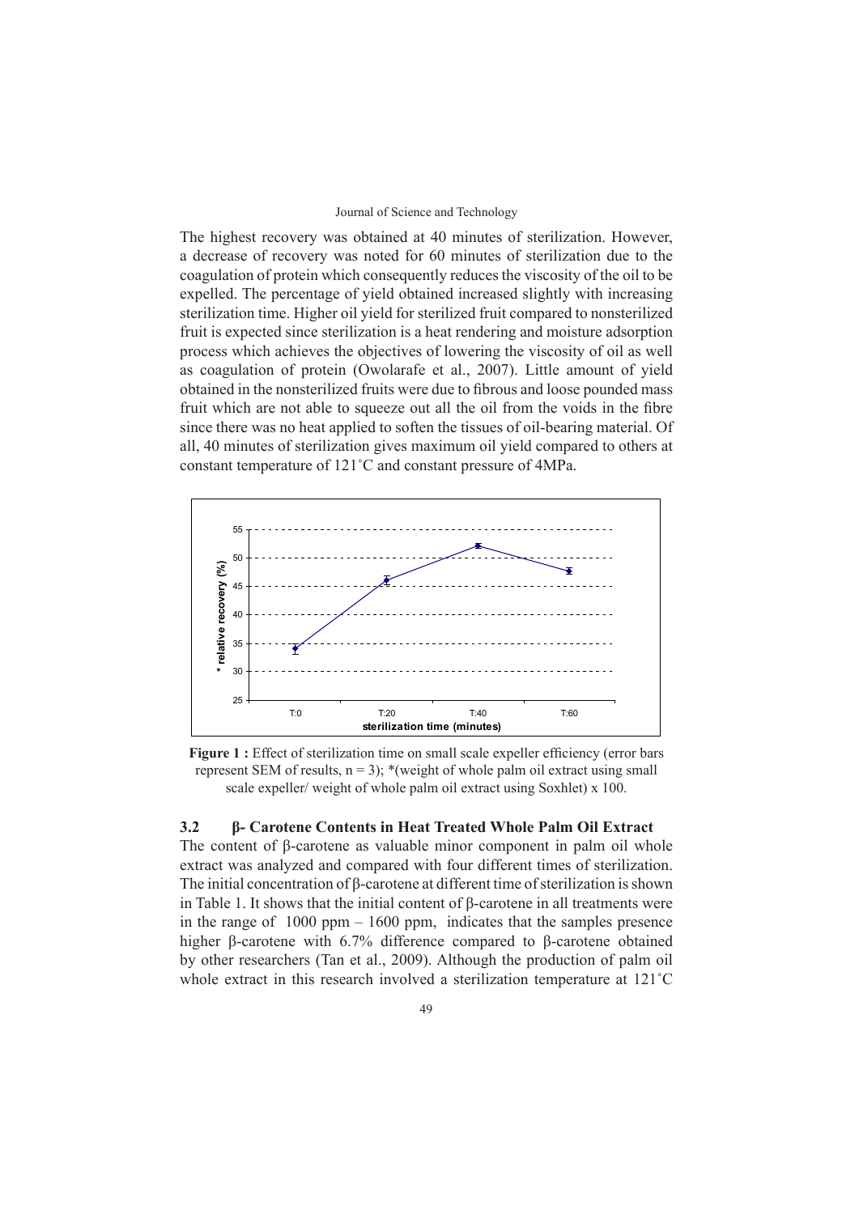The highest recovery was obtained at 40 minutes of sterilization. However, a decrease of recovery was noted for 60 minutes of sterilization due to the coagulation of protein which consequently reduces the viscosity of the oil to be expelled. The percentage of yield obtained increased slightly with increasing sterilization time. Higher oil yield for sterilized fruit compared to nonsterilized fruit is expected since sterilization is a heat rendering and moisture adsorption process which achieves the objectives of lowering the viscosity of oil as well as coagulation of protein (Owolarafe et al., 2007). Little amount of yield obtained in the nonsterilized fruits were due to fibrous and loose pounded mass fruit which are not able to squeeze out all the oil from the voids in the fibre since there was no heat applied to soften the tissues of oil-bearing material. Of all, 40 minutes of sterilization gives maximum oil yield compared to others at constant temperature of 121˚C and constant pressure of 4MPa.

**Figure 1 :** Effect of sterilization time on small scale expeller efficiency (error bars represent SEM of results, $n = 3$); *(weight of whole palm oil extract using small scale expeller/ weight of whole palm oil extract using Soxhlet) x 100.

## 3.2 β- Carotene Contents in Heat Treated Whole Palm Oil Extract

The content of β-carotene as valuable minor component in palm oil whole extract was analyzed and compared with four different times of sterilization. The initial concentration of β-carotene at different time of sterilization is shown in Table 1. It shows that the initial content of β-carotene in all treatments were in the range of 1000 ppm – 1600 ppm, indicates that the samples presence higher β-carotene with 6.7% difference compared to β-carotene obtained by other researchers (Tan et al., 2009). Although the production of palm oil whole extract in this research involved a sterilization temperature at 121˚C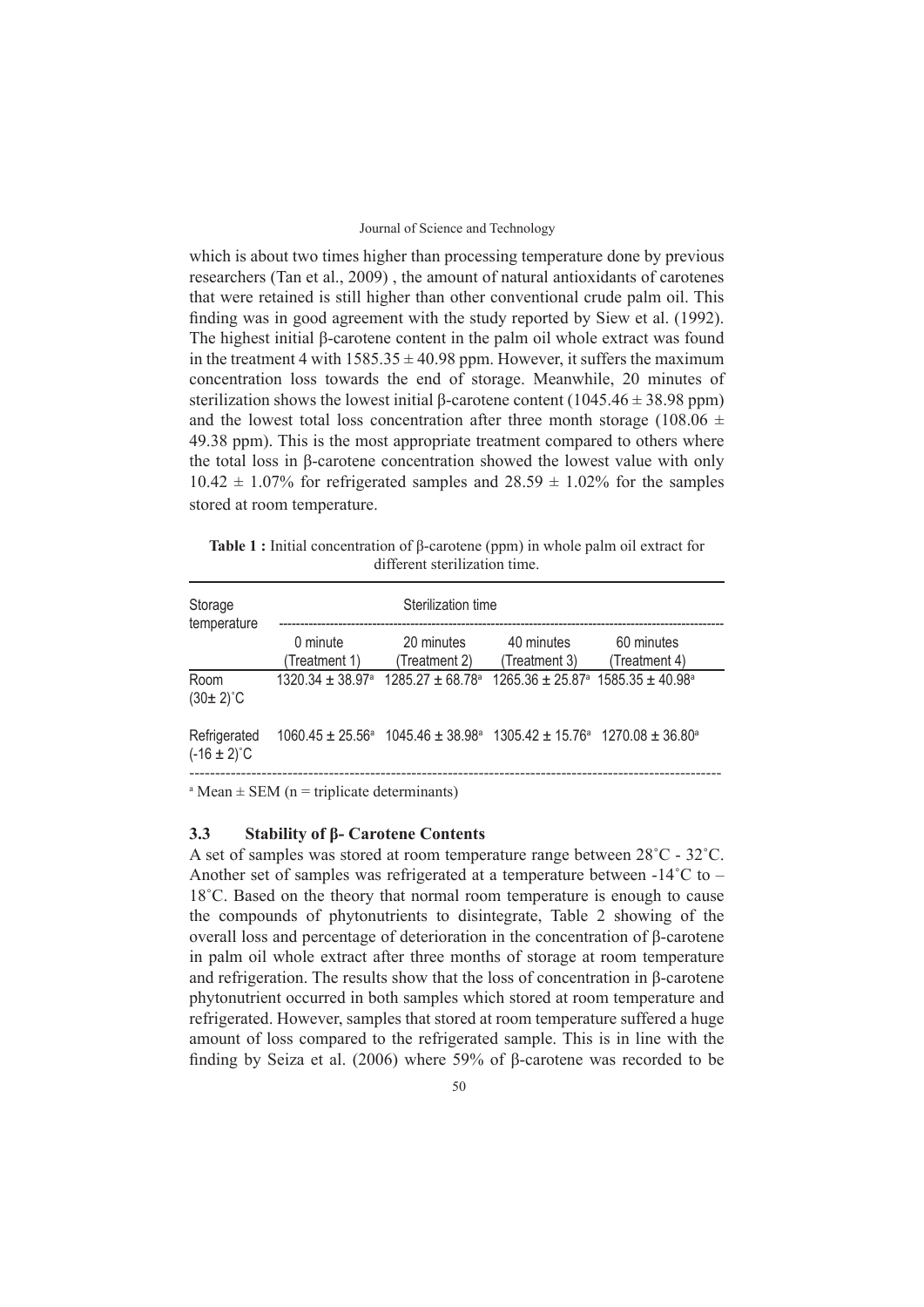which is about two times higher than processing temperature done by previous researchers (Tan et al., 2009) , the amount of natural antioxidants of carotenes that were retained is still higher than other conventional crude palm oil. This finding was in good agreement with the study reported by Siew et al. (1992). The highest initial β-carotene content in the palm oil whole extract was found in the treatment 4 with $1585.35 \pm 40.98$ ppm. However, it suffers the maximum concentration loss towards the end of storage. Meanwhile, 20 minutes of sterilization shows the lowest initial β-carotene content ($1045.46 \pm 38.98$ ppm) and the lowest total loss concentration after three month storage ($108.06 \pm 49.38$ ppm). This is the most appropriate treatment compared to others where the total loss in β-carotene concentration showed the lowest value with only $10.42 \pm 1.07\%$ for refrigerated samples and $28.59 \pm 1.02\%$ for the samples stored at room temperature.

**Table 1 :** Initial concentration of β-carotene (ppm) in whole palm oil extract for different sterilization time.

| Storage temperature | Sterilization time | | | |
|---|---|---|---|---|
| | 0 minute (Treatment 1) | 20 minutes (Treatment 2) | 40 minutes (Treatment 3) | 60 minutes (Treatment 4) |
| Room (30± 2)˚C | 1320.34 ± 38.97[a] | 1285.27 ± 68.78[a] | 1265.36 ± 25.87[a] | 1585.35 ± 40.98[a] |
| Refrigerated (-16 ± 2)˚C | 1060.45 ± 25.56[a] | 1045.46 ± 38.98[a] | 1305.42 ± 15.76[a] | 1270.08 ± 36.80[a] |

[a] Mean ± SEM (n = triplicate determinants)

### 3.3 Stability of β- Carotene Contents

A set of samples was stored at room temperature range between 28˚C - 32˚C. Another set of samples was refrigerated at a temperature between -14˚C to – 18˚C. Based on the theory that normal room temperature is enough to cause the compounds of phytonutrients to disintegrate, Table 2 showing of the overall loss and percentage of deterioration in the concentration of β-carotene in palm oil whole extract after three months of storage at room temperature and refrigeration. The results show that the loss of concentration in β-carotene phytonutrient occurred in both samples which stored at room temperature and refrigerated. However, samples that stored at room temperature suffered a huge amount of loss compared to the refrigerated sample. This is in line with the finding by Seiza et al. (2006) where 59% of β-carotene was recorded to be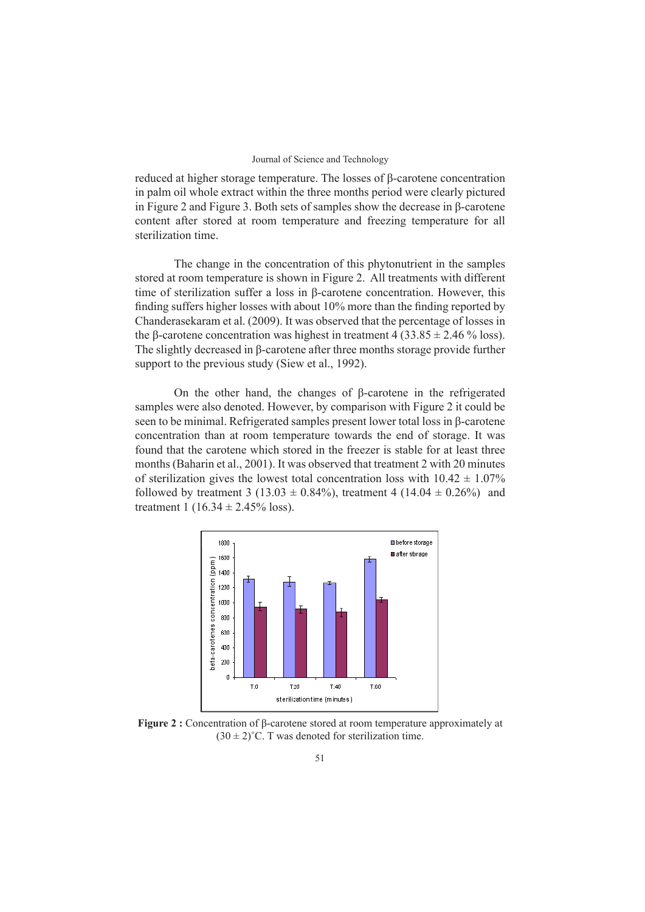reduced at higher storage temperature. The losses of β-carotene concentration in palm oil whole extract within the three months period were clearly pictured in Figure 2 and Figure 3. Both sets of samples show the decrease in β-carotene content after stored at room temperature and freezing temperature for all sterilization time.

The change in the concentration of this phytonutrient in the samples stored at room temperature is shown in Figure 2. All treatments with different time of sterilization suffer a loss in β-carotene concentration. However, this finding suffers higher losses with about 10% more than the finding reported by Chanderasekaram et al. (2009). It was observed that the percentage of losses in the β-carotene concentration was highest in treatment 4 ($33.85 \pm 2.46$ % loss). The slightly decreased in β-carotene after three months storage provide further support to the previous study (Siew et al., 1992).

On the other hand, the changes of β-carotene in the refrigerated samples were also denoted. However, by comparison with Figure 2 it could be seen to be minimal. Refrigerated samples present lower total loss in β-carotene concentration than at room temperature towards the end of storage. It was found that the carotene which stored in the freezer is stable for at least three months (Baharin et al., 2001). It was observed that treatment 2 with 20 minutes of sterilization gives the lowest total concentration loss with $10.42 \pm 1.07$% followed by treatment 3 ($13.03 \pm 0.84$%), treatment 4 ($14.04 \pm 0.26$%) and treatment 1 ($16.34 \pm 2.45$% loss).

**Figure 2 :** Concentration of β-carotene stored at room temperature approximately at $(30 \pm 2)$˚C. T was denoted for sterilization time.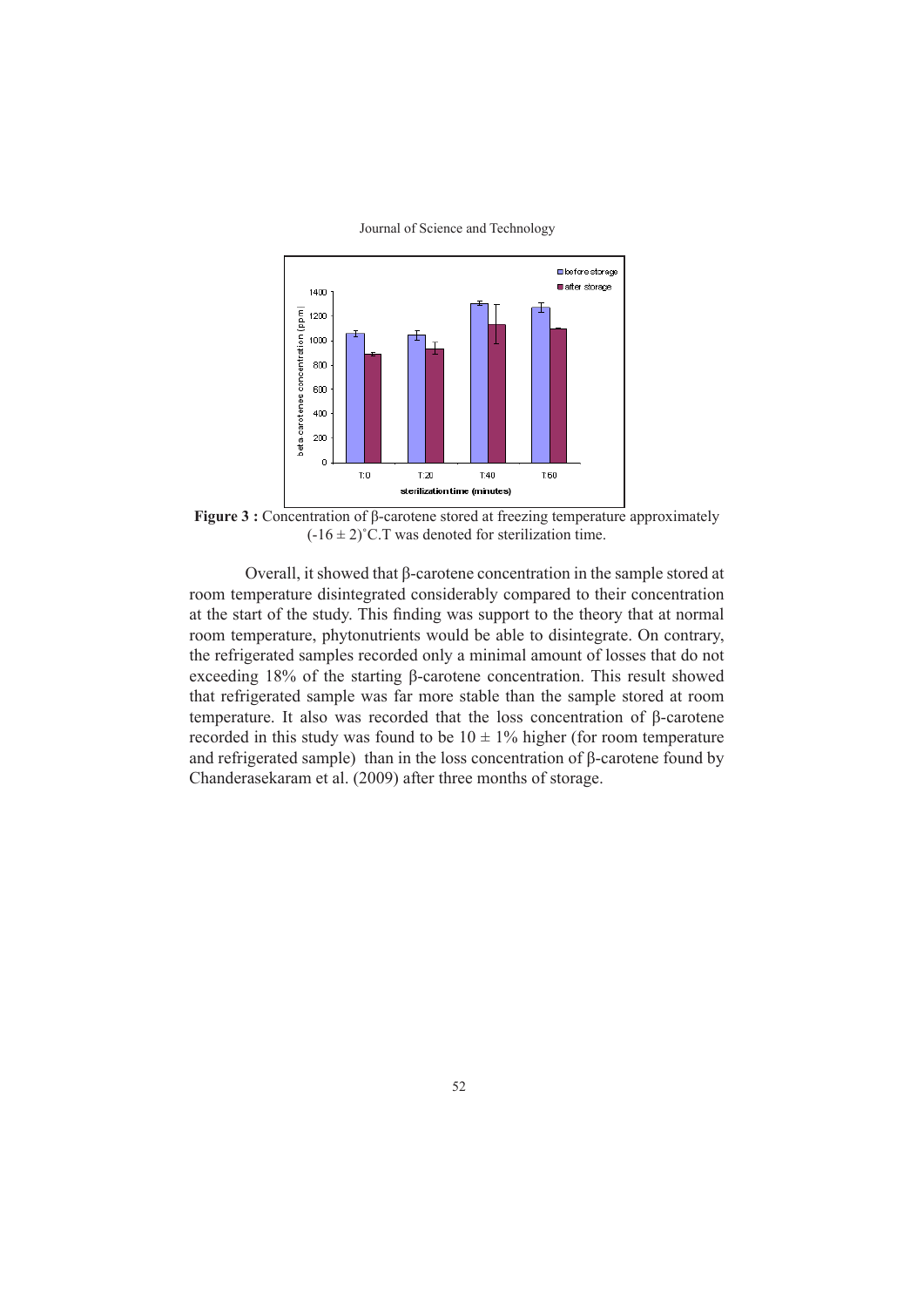**Figure 3 :** Concentration of β-carotene stored at freezing temperature approximately $(-16 \pm 2)^{\circ}$C.T was denoted for sterilization time.

Overall, it showed that β-carotene concentration in the sample stored at room temperature disintegrated considerably compared to their concentration at the start of the study. This finding was support to the theory that at normal room temperature, phytonutrients would be able to disintegrate. On contrary, the refrigerated samples recorded only a minimal amount of losses that do not exceeding 18% of the starting β-carotene concentration. This result showed that refrigerated sample was far more stable than the sample stored at room temperature. It also was recorded that the loss concentration of β-carotene recorded in this study was found to be $10 \pm 1\%$ higher (for room temperature and refrigerated sample) than in the loss concentration of β-carotene found by Chanderasekaram et al. (2009) after three months of storage.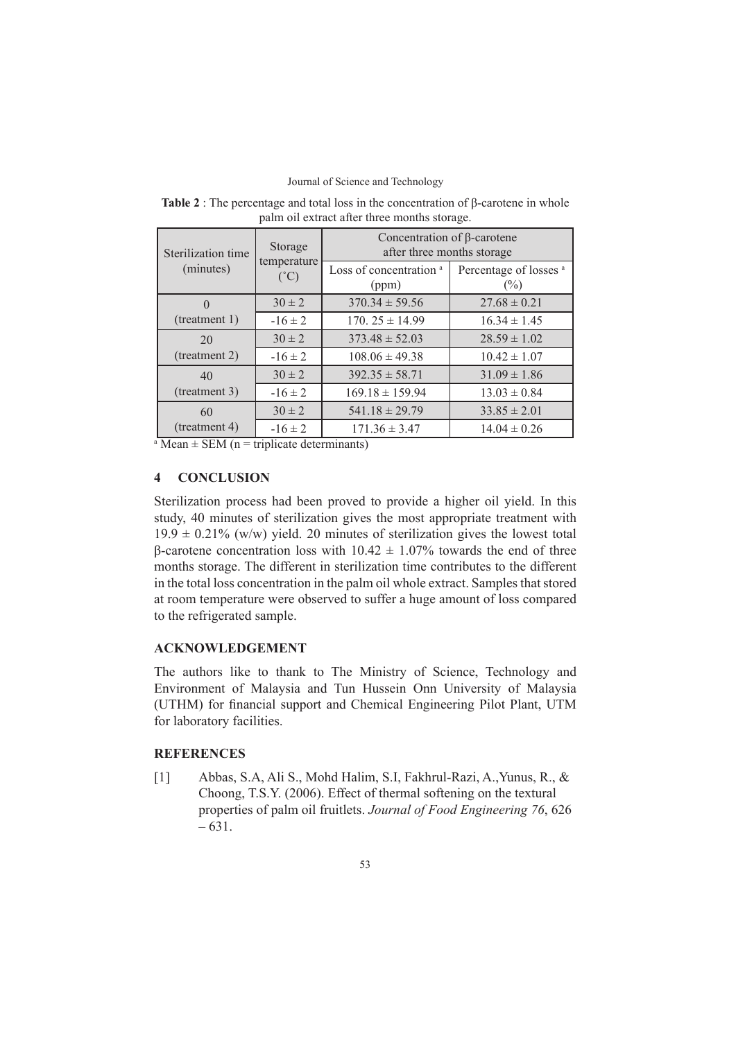**Table 2** : The percentage and total loss in the concentration of β-carotene in whole palm oil extract after three months storage.

| Sterilization time (minutes) | Storage temperature (˚C) | Concentration of β-carotene after three months storage | |
|---|---|---|---|
| | | Loss of concentration [a] (ppm) | Percentage of losses [a] (%) |
| 0 (treatment 1) | 30 ± 2 | 370.34 ± 59.56 | 27.68 ± 0.21 |
| | -16 ± 2 | 170. 25 ± 14.99 | 16.34 ± 1.45 |
| 20 (treatment 2) | 30 ± 2 | 373.48 ± 52.03 | 28.59 ± 1.02 |
| | -16 ± 2 | 108.06 ± 49.38 | 10.42 ± 1.07 |
| 40 (treatment 3) | 30 ± 2 | 392.35 ± 58.71 | 31.09 ± 1.86 |
| | -16 ± 2 | 169.18 ± 159.94 | 13.03 ± 0.84 |
| 60 (treatment 4) | 30 ± 2 | 541.18 ± 29.79 | 33.85 ± 2.01 |
| | -16 ± 2 | 171.36 ± 3.47 | 14.04 ± 0.26 |

[a] Mean ± SEM (n = triplicate determinants)

## 4 CONCLUSION

Sterilization process had been proved to provide a higher oil yield. In this study, 40 minutes of sterilization gives the most appropriate treatment with 19.9 ± 0.21% (w/w) yield. 20 minutes of sterilization gives the lowest total β-carotene concentration loss with 10.42 ± 1.07% towards the end of three months storage. The different in sterilization time contributes to the different in the total loss concentration in the palm oil whole extract. Samples that stored at room temperature were observed to suffer a huge amount of loss compared to the refrigerated sample.

## ACKNOWLEDGEMENT

The authors like to thank to The Ministry of Science, Technology and Environment of Malaysia and Tun Hussein Onn University of Malaysia (UTHM) for financial support and Chemical Engineering Pilot Plant, UTM for laboratory facilities.

## REFERENCES

[1] Abbas, S.A, Ali S., Mohd Halim, S.I, Fakhrul-Razi, A.,Yunus, R., & Choong, T.S.Y. (2006). Effect of thermal softening on the textural properties of palm oil fruitlets. *Journal of Food Engineering 76*, 626 – 631.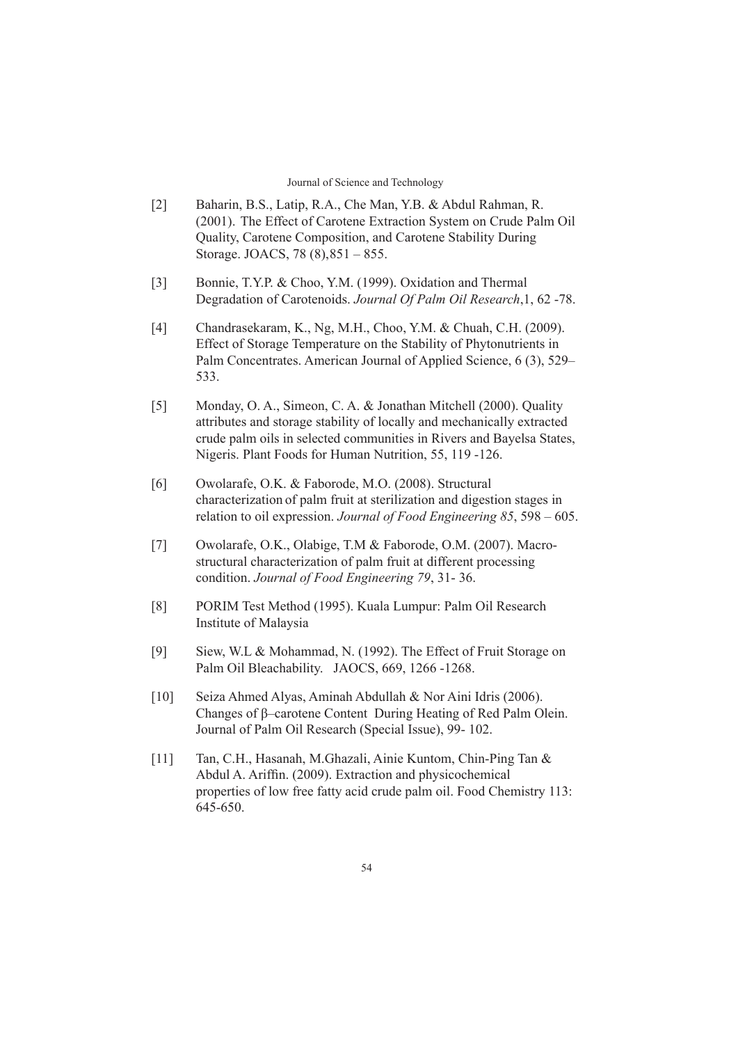[2] Baharin, B.S., Latip, R.A., Che Man, Y.B. & Abdul Rahman, R. (2001). The Effect of Carotene Extraction System on Crude Palm Oil Quality, Carotene Composition, and Carotene Stability During Storage. JOACS, 78 (8),851 – 855.

[3] Bonnie, T.Y.P. & Choo, Y.M. (1999). Oxidation and Thermal Degradation of Carotenoids. *Journal Of Palm Oil Research*,1, 62 -78.

[4] Chandrasekaram, K., Ng, M.H., Choo, Y.M. & Chuah, C.H. (2009). Effect of Storage Temperature on the Stability of Phytonutrients in Palm Concentrates. American Journal of Applied Science, 6 (3), 529– 533.

[5] Monday, O. A., Simeon, C. A. & Jonathan Mitchell (2000). Quality attributes and storage stability of locally and mechanically extracted crude palm oils in selected communities in Rivers and Bayelsa States, Nigeris. Plant Foods for Human Nutrition, 55, 119 -126.

[6] Owolarafe, O.K. & Faborode, M.O. (2008). Structural characterization of palm fruit at sterilization and digestion stages in relation to oil expression. *Journal of Food Engineering 85*, 598 – 605.

[7] Owolarafe, O.K., Olabige, T.M & Faborode, O.M. (2007). Macro-structural characterization of palm fruit at different processing condition. *Journal of Food Engineering 79*, 31- 36.

[8] PORIM Test Method (1995). Kuala Lumpur: Palm Oil Research Institute of Malaysia

[9] Siew, W.L & Mohammad, N. (1992). The Effect of Fruit Storage on Palm Oil Bleachability. JAOCS, 669, 1266 -1268.

[10] Seiza Ahmed Alyas, Aminah Abdullah & Nor Aini Idris (2006). Changes of β–carotene Content During Heating of Red Palm Olein. Journal of Palm Oil Research (Special Issue), 99- 102.

[11] Tan, C.H., Hasanah, M.Ghazali, Ainie Kuntom, Chin-Ping Tan & Abdul A. Ariffin. (2009). Extraction and physicochemical properties of low free fatty acid crude palm oil. Food Chemistry 113: 645-650.